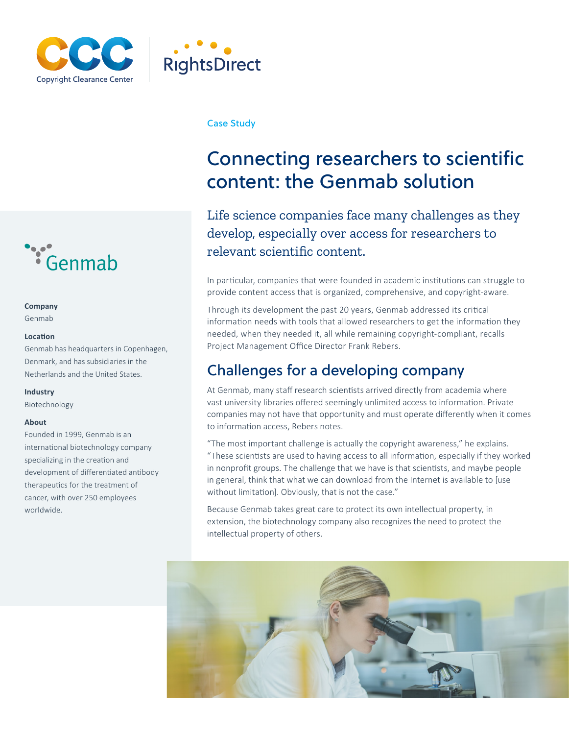Case Study

# Connecting researchers to scientific content: the Genmab solution

**Company**
Genmab

**Location**
Genmab has headquarters in Copenhagen, Denmark, and has subsidiaries in the Netherlands and the United States.

**Industry**
Biotechnology

**About**
Founded in 1999, Genmab is an international biotechnology company specializing in the creation and development of differentiated antibody therapeutics for the treatment of cancer, with over 250 employees worldwide.

Life science companies face many challenges as they develop, especially over access for researchers to relevant scientific content.

In particular, companies that were founded in academic institutions can struggle to provide content access that is organized, comprehensive, and copyright-aware.

Through its development the past 20 years, Genmab addressed its critical information needs with tools that allowed researchers to get the information they needed, when they needed it, all while remaining copyright-compliant, recalls Project Management Office Director Frank Rebers.

## Challenges for a developing company

At Genmab, many staff research scientists arrived directly from academia where vast university libraries offered seemingly unlimited access to information. Private companies may not have that opportunity and must operate differently when it comes to information access, Rebers notes.

"The most important challenge is actually the copyright awareness," he explains. "These scientists are used to having access to all information, especially if they worked in nonprofit groups. The challenge that we have is that scientists, and maybe people in general, think that what we can download from the Internet is available to [use without limitation]. Obviously, that is not the case."

Because Genmab takes great care to protect its own intellectual property, in extension, the biotechnology company also recognizes the need to protect the intellectual property of others.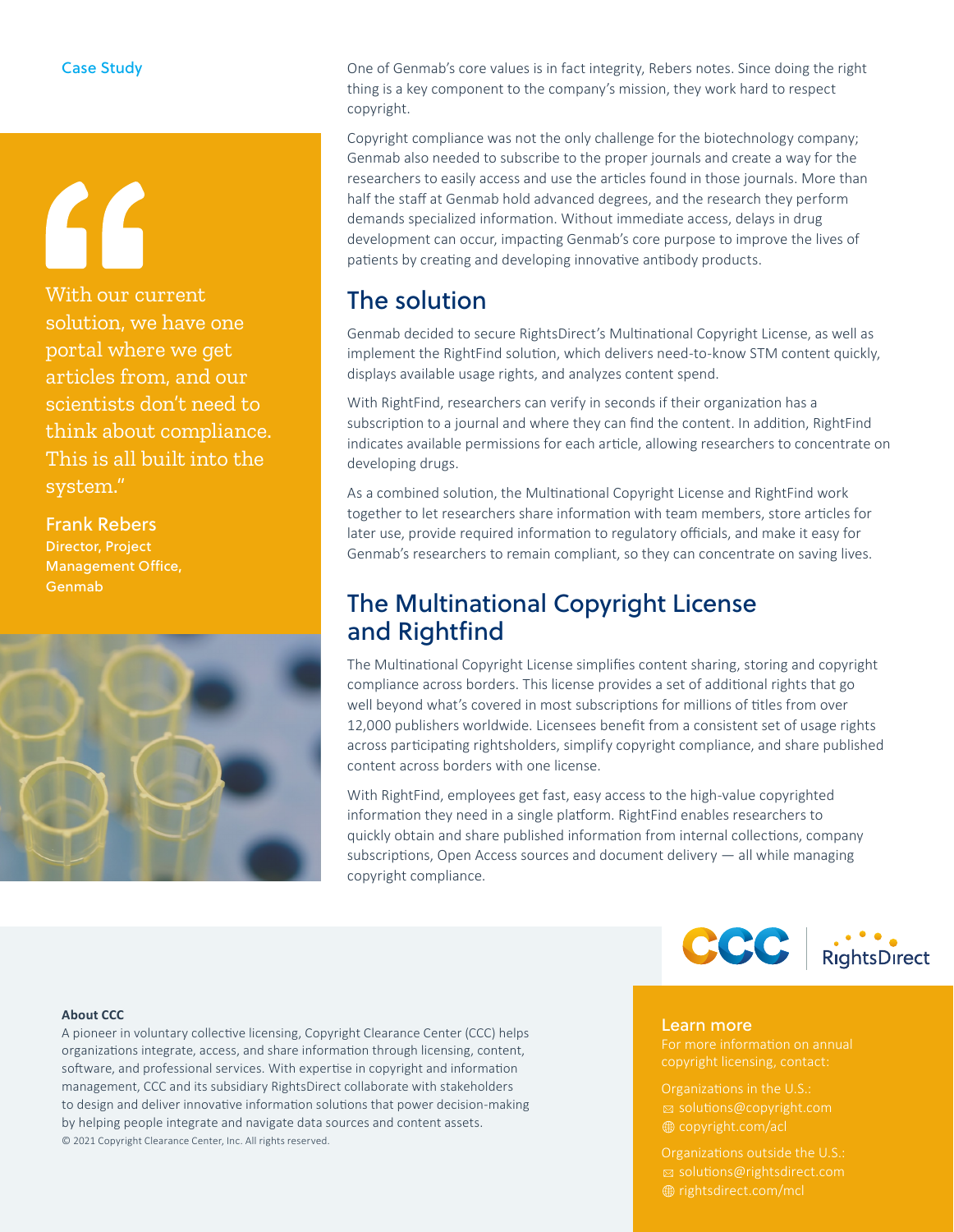Case Study

> With our current solution, we have one portal where we get articles from, and our scientists don't need to think about compliance. This is all built into the system."

**Frank Rebers**
Director, Project Management Office, Genmab

One of Genmab's core values is in fact integrity, Rebers notes. Since doing the right thing is a key component to the company's mission, they work hard to respect copyright.

Copyright compliance was not the only challenge for the biotechnology company; Genmab also needed to subscribe to the proper journals and create a way for the researchers to easily access and use the articles found in those journals. More than half the staff at Genmab hold advanced degrees, and the research they perform demands specialized information. Without immediate access, delays in drug development can occur, impacting Genmab's core purpose to improve the lives of patients by creating and developing innovative antibody products.

## The solution

Genmab decided to secure RightsDirect's Multinational Copyright License, as well as implement the RightFind solution, which delivers need-to-know STM content quickly, displays available usage rights, and analyzes content spend.

With RightFind, researchers can verify in seconds if their organization has a subscription to a journal and where they can find the content. In addition, RightFind indicates available permissions for each article, allowing researchers to concentrate on developing drugs.

As a combined solution, the Multinational Copyright License and RightFind work together to let researchers share information with team members, store articles for later use, provide required information to regulatory officials, and make it easy for Genmab's researchers to remain compliant, so they can concentrate on saving lives.

## The Multinational Copyright License and Rightfind

The Multinational Copyright License simplifies content sharing, storing and copyright compliance across borders. This license provides a set of additional rights that go well beyond what's covered in most subscriptions for millions of titles from over 12,000 publishers worldwide. Licensees benefit from a consistent set of usage rights across participating rightsholders, simplify copyright compliance, and share published content across borders with one license.

With RightFind, employees get fast, easy access to the high-value copyrighted information they need in a single platform. RightFind enables researchers to quickly obtain and share published information from internal collections, company subscriptions, Open Access sources and document delivery — all while managing copyright compliance.

CCC | RightsDirect

**About CCC**

A pioneer in voluntary collective licensing, Copyright Clearance Center (CCC) helps organizations integrate, access, and share information through licensing, content, software, and professional services. With expertise in copyright and information management, CCC and its subsidiary RightsDirect collaborate with stakeholders to design and deliver innovative information solutions that power decision-making by helping people integrate and navigate data sources and content assets.

© 2021 Copyright Clearance Center, Inc. All rights reserved.

**Learn more**

For more information on annual copyright licensing, contact:

Organizations in the U.S.:
solutions@copyright.com
copyright.com/acl

Organizations outside the U.S.:
solutions@rightsdirect.com
rightsdirect.com/mcl